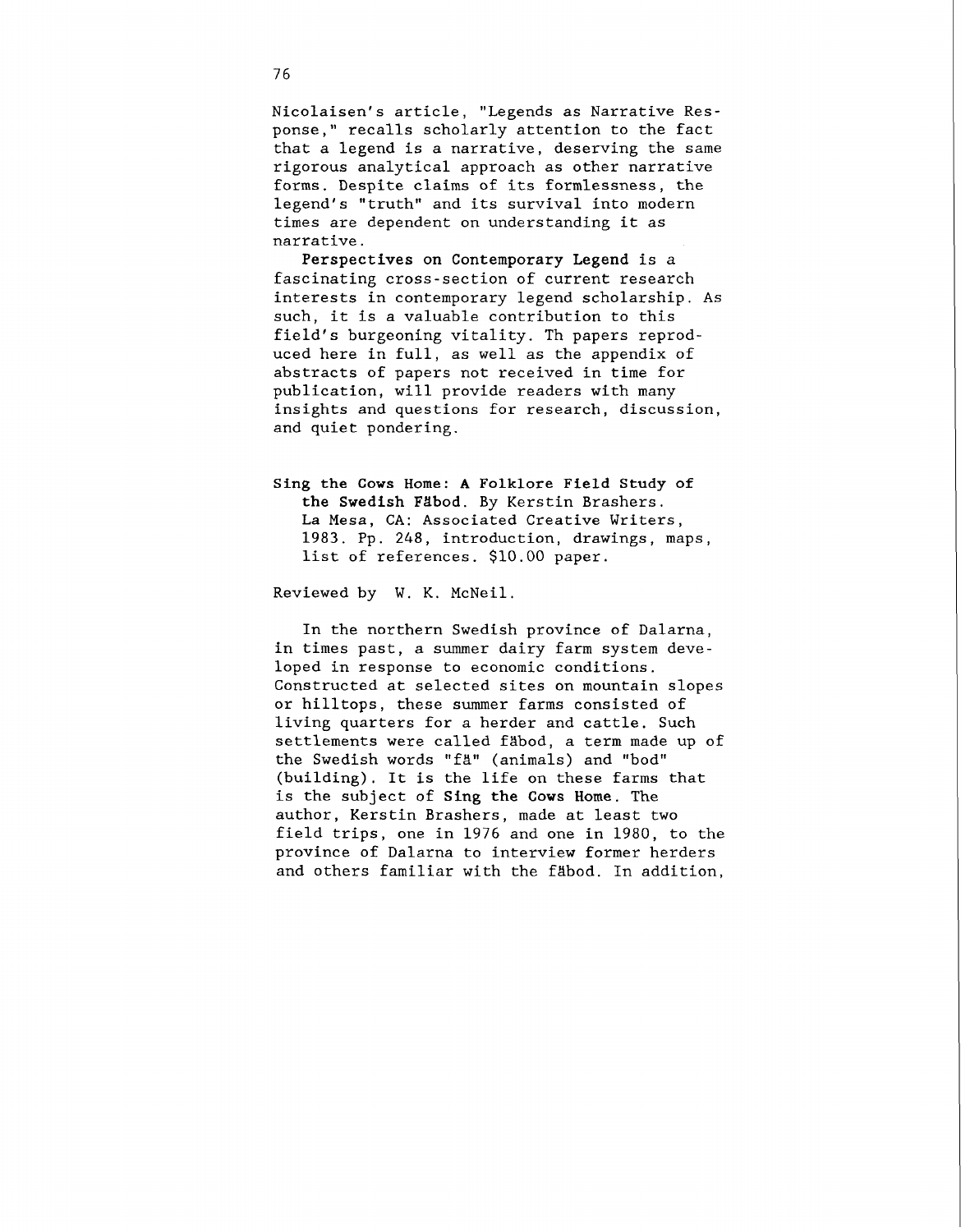Nicolaisen's article, "Legends as Narrative Response," recalls scholarly attention to the fact that a legend is a narrative, deserving the same rigorous analytical approach as other narrative forms. Despite claims of its formlessness, the legend's "truth" and its survival into modern times are dependent on understanding it as narrative.

**Perspectives on Contemporary Legend** is a fascinating cross-section of current research interests in contemporary legend scholarship. As such, it is a valuable contribution to this field's burgeoning vitality. Th papers reproduced here in full, as well as the appendix of abstracts of papers not received in time for publication, will provide readers with many insights and questions for research, discussion, and quiet pondering.

**Sing the Cows Home: A Folklore Field Study of the Swedish Fäbod.** By Kerstin Brashers. La Mesa, CA: Associated Creative Writers, 1983. Pp. 248, introduction, drawings, maps, list of references. $10.00 paper.

Reviewed by W. K. McNeil.

In the northern Swedish province of Dalarna, in times past, a summer dairy farm system developed in response to economic conditions. Constructed at selected sites on mountain slopes or hilltops, these summer farms consisted of living quarters for a herder and cattle. Such settlements were called fäbod, a term made up of the Swedish words "fä" (animals) and "bod" (building). It is the life on these farms that is the subject of **Sing the Cows Home**. The author, Kerstin Brashers, made at least two field trips, one in 1976 and one in 1980, to the province of Dalarna to interview former herders and others familiar with the fäbod. In addition,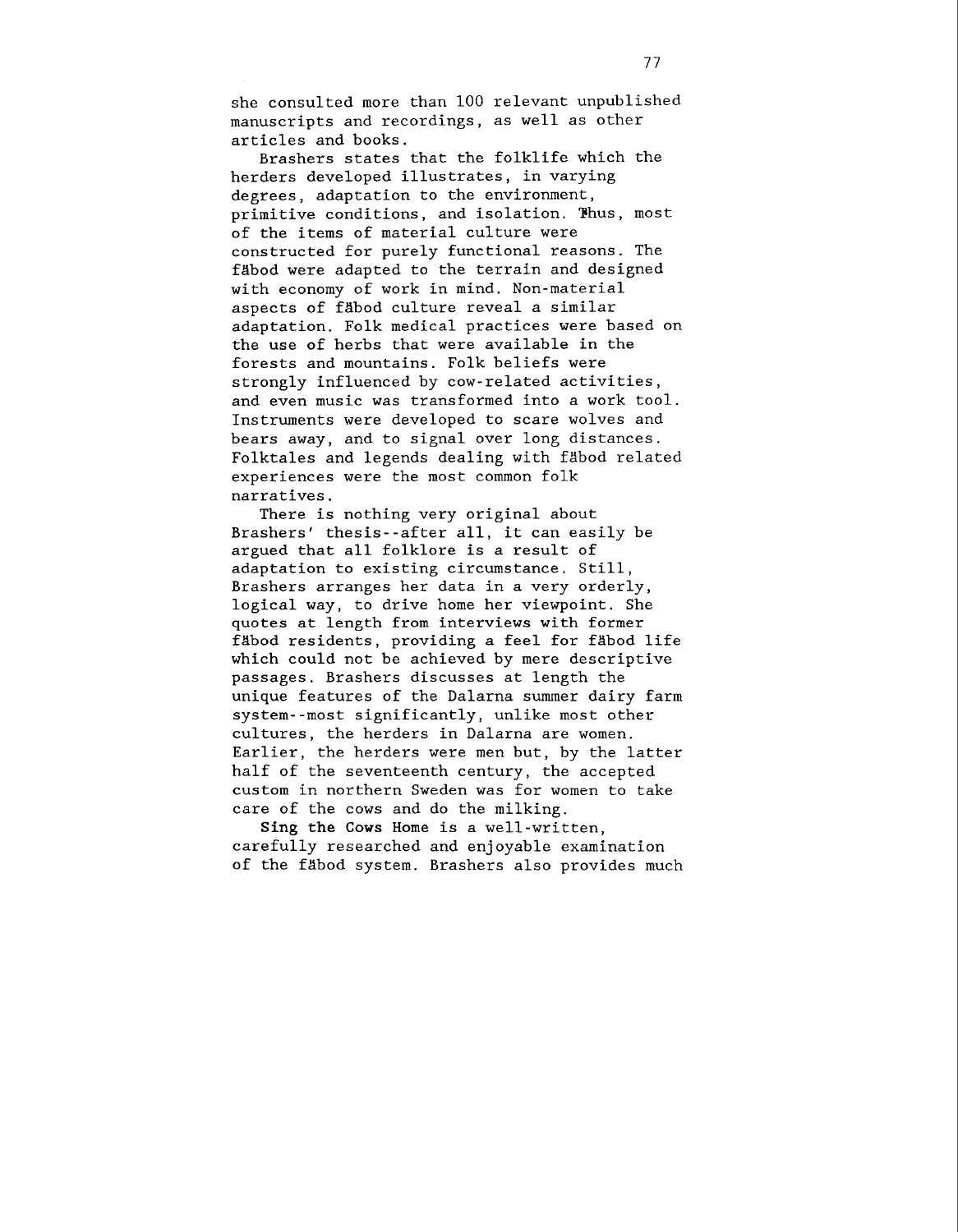she consulted more than 100 relevant unpublished manuscripts and recordings, as well as other articles and books.

Brashers states that the folklife which the herders developed illustrates, in varying degrees, adaptation to the environment, primitive conditions, and isolation. Thus, most of the items of material culture were constructed for purely functional reasons. The fäbod were adapted to the terrain and designed with economy of work in mind. Non-material aspects of fäbod culture reveal a similar adaptation. Folk medical practices were based on the use of herbs that were available in the forests and mountains. Folk beliefs were strongly influenced by cow-related activities, and even music was transformed into a work tool. Instruments were developed to scare wolves and bears away, and to signal over long distances. Folktales and legends dealing with fäbod related experiences were the most common folk narratives.

There is nothing very original about Brashers' thesis--after all, it can easily be argued that all folklore is a result of adaptation to existing circumstance. Still, Brashers arranges her data in a very orderly, logical way, to drive home her viewpoint. She quotes at length from interviews with former fäbod residents, providing a feel for fäbod life which could not be achieved by mere descriptive passages. Brashers discusses at length the unique features of the Dalarna summer dairy farm system--most significantly, unlike most other cultures, the herders in Dalarna are women. Earlier, the herders were men but, by the latter half of the seventeenth century, the accepted custom in northern Sweden was for women to take care of the cows and do the milking.

**Sing the Cows Home** is a well-written, carefully researched and enjoyable examination of the fäbod system. Brashers also provides much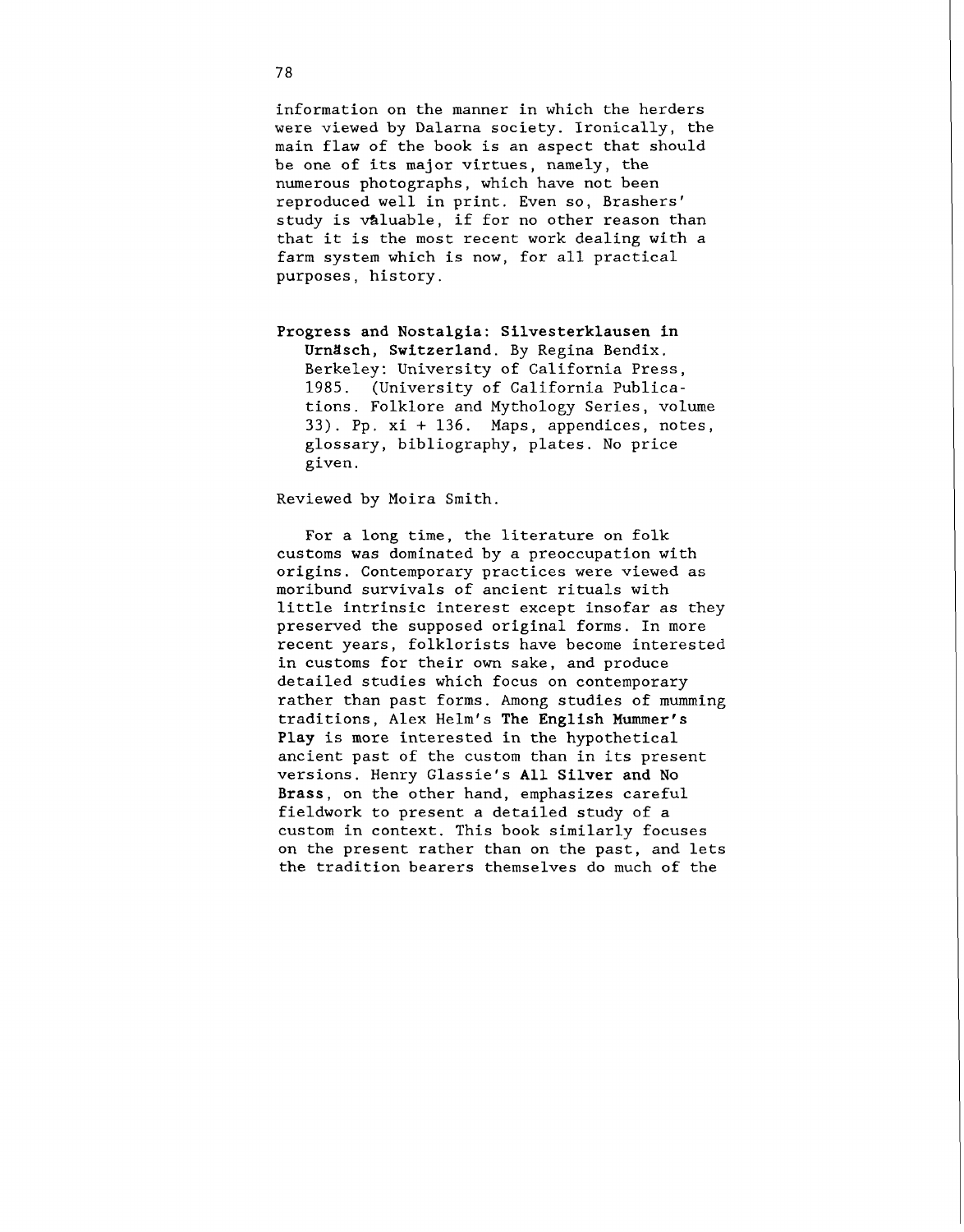information on the manner in which the herders were viewed by Dalarna society. Ironically, the main flaw of the book is an aspect that should be one of its major virtues, namely, the numerous photographs, which have not been reproduced well in print. Even so, Brashers' study is valuable, if for no other reason than that it is the most recent work dealing with a farm system which is now, for all practical purposes, history.

**Progress and Nostalgia: Silvesterklausen in Urnäsch, Switzerland.** By Regina Bendix. Berkeley: University of California Press, 1985. (University of California Publications. Folklore and Mythology Series, volume 33). Pp. xi + 136. Maps, appendices, notes, glossary, bibliography, plates. No price given.

Reviewed by Moira Smith.

For a long time, the literature on folk customs was dominated by a preoccupation with origins. Contemporary practices were viewed as moribund survivals of ancient rituals with little intrinsic interest except insofar as they preserved the supposed original forms. In more recent years, folklorists have become interested in customs for their own sake, and produce detailed studies which focus on contemporary rather than past forms. Among studies of mumming traditions, Alex Helm's **The English Mummer's Play** is more interested in the hypothetical ancient past of the custom than in its present versions. Henry Glassie's **All Silver and No Brass**, on the other hand, emphasizes careful fieldwork to present a detailed study of a custom in context. This book similarly focuses on the present rather than on the past, and lets the tradition bearers themselves do much of the